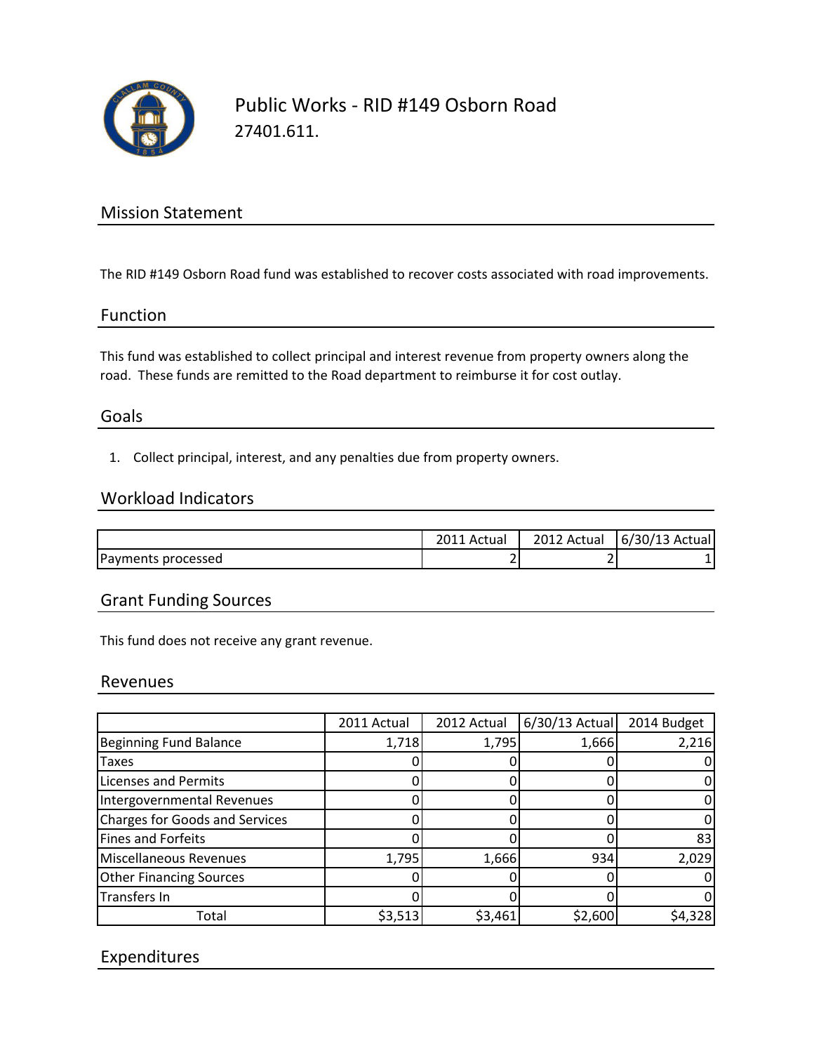# Public Works - RID #149 Osborn Road

27401.611.

## Mission Statement

The RID #149 Osborn Road fund was established to recover costs associated with road improvements.

## Function

This fund was established to collect principal and interest revenue from property owners along the road. These funds are remitted to the Road department to reimburse it for cost outlay.

## Goals

1. Collect principal, interest, and any penalties due from property owners.

## Workload Indicators

| | 2011 Actual | 2012 Actual | 6/30/13 Actual |
|---|---|---|---|
| Payments processed | 2 | 2 | 1 |

## Grant Funding Sources

This fund does not receive any grant revenue.

## Revenues

| | 2011 Actual | 2012 Actual | 6/30/13 Actual | 2014 Budget |
|---|---|---|---|---|
| Beginning Fund Balance | 1,718 | 1,795 | 1,666 | 2,216 |
| Taxes | 0 | 0 | 0 | 0 |
| Licenses and Permits | 0 | 0 | 0 | 0 |
| Intergovernmental Revenues | 0 | 0 | 0 | 0 |
| Charges for Goods and Services | 0 | 0 | 0 | 0 |
| Fines and Forfeits | 0 | 0 | 0 | 83 |
| Miscellaneous Revenues | 1,795 | 1,666 | 934 | 2,029 |
| Other Financing Sources | 0 | 0 | 0 | 0 |
| Transfers In | 0 | 0 | 0 | 0 |
| Total | $3,513 | $3,461 | $2,600 | $4,328 |

## Expenditures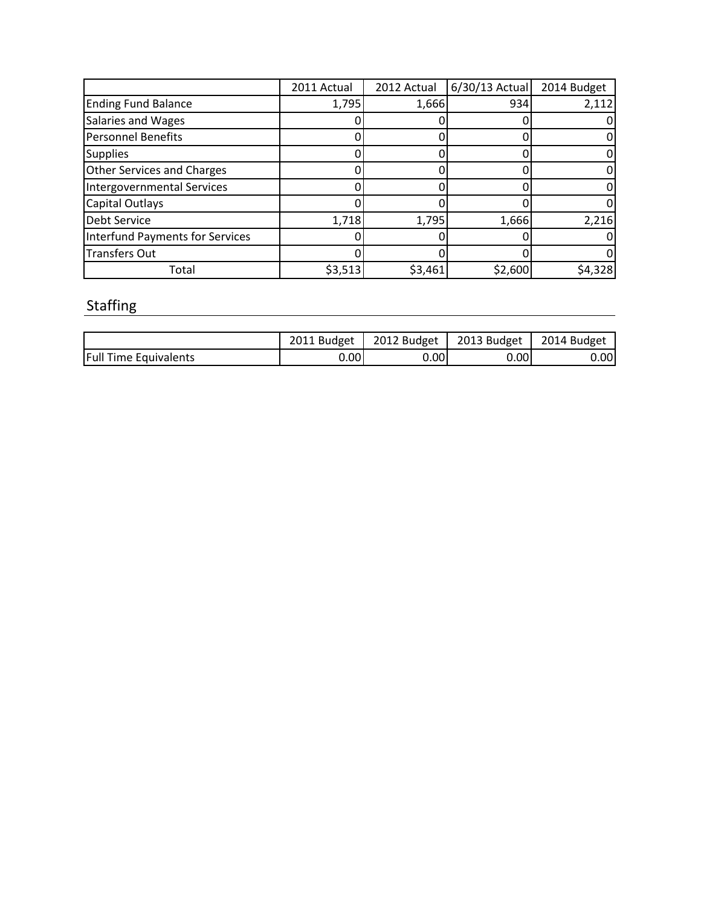| | 2011 Actual | 2012 Actual | 6/30/13 Actual | 2014 Budget |
|---|---|---|---|---|
| Ending Fund Balance | 1,795 | 1,666 | 934 | 2,112 |
| Salaries and Wages | 0 | 0 | 0 | 0 |
| Personnel Benefits | 0 | 0 | 0 | 0 |
| Supplies | 0 | 0 | 0 | 0 |
| Other Services and Charges | 0 | 0 | 0 | 0 |
| Intergovernmental Services | 0 | 0 | 0 | 0 |
| Capital Outlays | 0 | 0 | 0 | 0 |
| Debt Service | 1,718 | 1,795 | 1,666 | 2,216 |
| Interfund Payments for Services | 0 | 0 | 0 | 0 |
| Transfers Out | 0 | 0 | 0 | 0 |
| Total | $3,513 | $3,461 | $2,600 | $4,328 |

## Staffing

| | 2011 Budget | 2012 Budget | 2013 Budget | 2014 Budget |
|---|---|---|---|---|
| Full Time Equivalents | 0.00 | 0.00 | 0.00 | 0.00 |